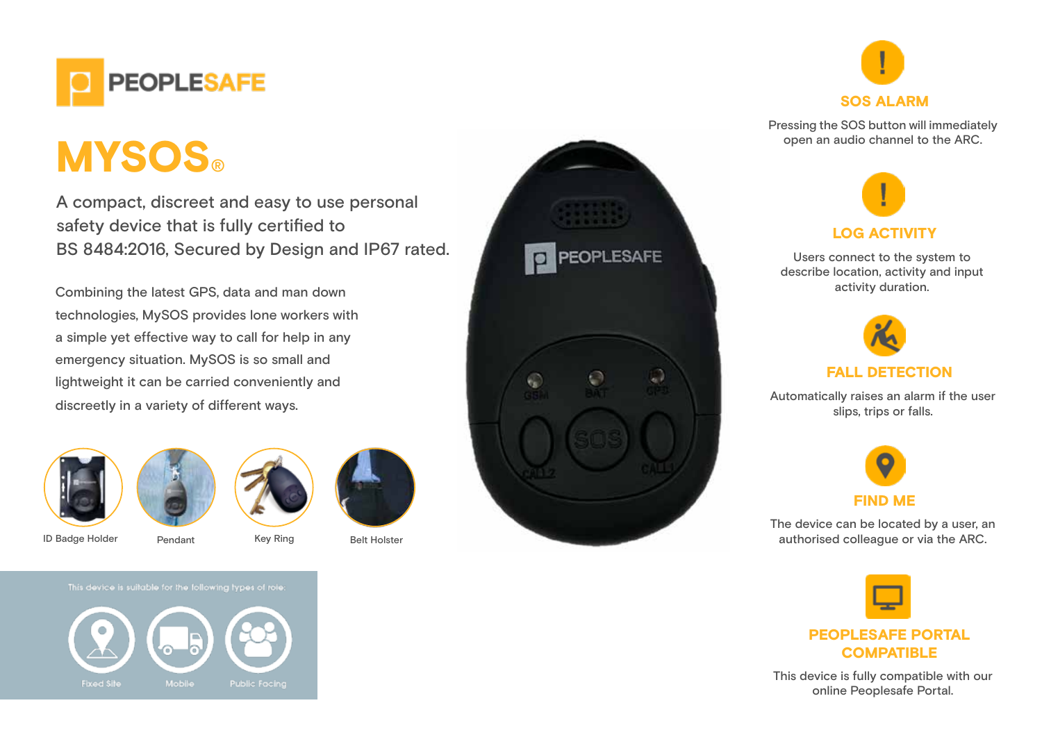PEOPLESAFE

# MYSOS®

A compact, discreet and easy to use personal safety device that is fully certified to BS 8484:2016, Secured by Design and IP67 rated.

Combining the latest GPS, data and man down technologies, MySOS provides lone workers with a simple yet effective way to call for help in any emergency situation. MySOS is so small and lightweight it can be carried conveniently and discreetly in a variety of different ways.

ID Badge Holder

Pendant

Key Ring

Belt Holster

This device is suitable for the following types of role:

Fixed Site

Mobile

Public Facing

## SOS ALARM

Pressing the SOS button will immediately open an audio channel to the ARC.

## LOG ACTIVITY

Users connect to the system to describe location, activity and input activity duration.

## FALL DETECTION

Automatically raises an alarm if the user slips, trips or falls.

## FIND ME

The device can be located by a user, an authorised colleague or via the ARC.

## PEOPLESAFE PORTAL COMPATIBLE

This device is fully compatible with our online Peoplesafe Portal.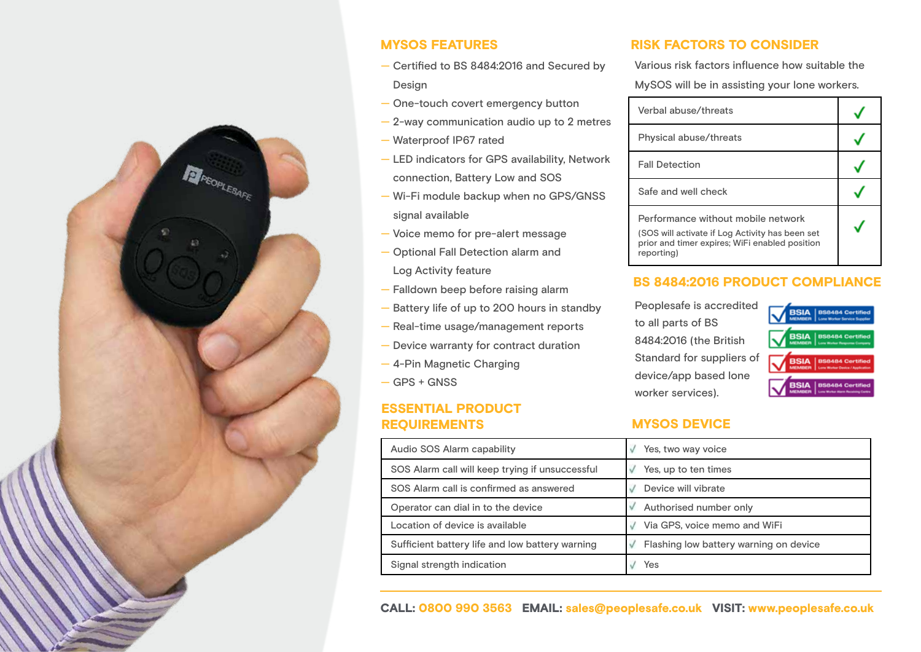## MYSOS FEATURES

- Certified to BS 8484:2016 and Secured by Design
- One-touch covert emergency button
- 2-way communication audio up to 2 metres
- Waterproof IP67 rated
- LED indicators for GPS availability, Network connection, Battery Low and SOS
- Wi-Fi module backup when no GPS/GNSS signal available
- Voice memo for pre-alert message
- Optional Fall Detection alarm and Log Activity feature
- Falldown beep before raising alarm
- Battery life of up to 200 hours in standby
- Real-time usage/management reports
- Device warranty for contract duration
- 4-Pin Magnetic Charging
- GPS + GNSS

## RISK FACTORS TO CONSIDER

Various risk factors influence how suitable the MySOS will be in assisting your lone workers.

| | |
|---|---|
| Verbal abuse/threats | ✓ |
| Physical abuse/threats | ✓ |
| Fall Detection | ✓ |
| Safe and well check | ✓ |
| Performance without mobile network (SOS will activate if Log Activity has been set prior and timer expires; WiFi enabled position reporting) | ✓ |

## BS 8484:2016 PRODUCT COMPLIANCE

Peoplesafe is accredited to all parts of BS 8484:2016 (the British Standard for suppliers of device/app based lone worker services).

## ESSENTIAL PRODUCT REQUIREMENTS / MYSOS DEVICE

| ESSENTIAL PRODUCT REQUIREMENTS | MYSOS DEVICE |
|---|---|
| Audio SOS Alarm capability | ✓ Yes, two way voice |
| SOS Alarm call will keep trying if unsuccessful | ✓ Yes, up to ten times |
| SOS Alarm call is confirmed as answered | ✓ Device will vibrate |
| Operator can dial in to the device | ✓ Authorised number only |
| Location of device is available | ✓ Via GPS, voice memo and WiFi |
| Sufficient battery life and low battery warning | ✓ Flashing low battery warning on device |
| Signal strength indication | ✓ Yes |

**CALL:** 0800 990 3563 **EMAIL:** sales@peoplesafe.co.uk **VISIT:** www.peoplesafe.co.uk